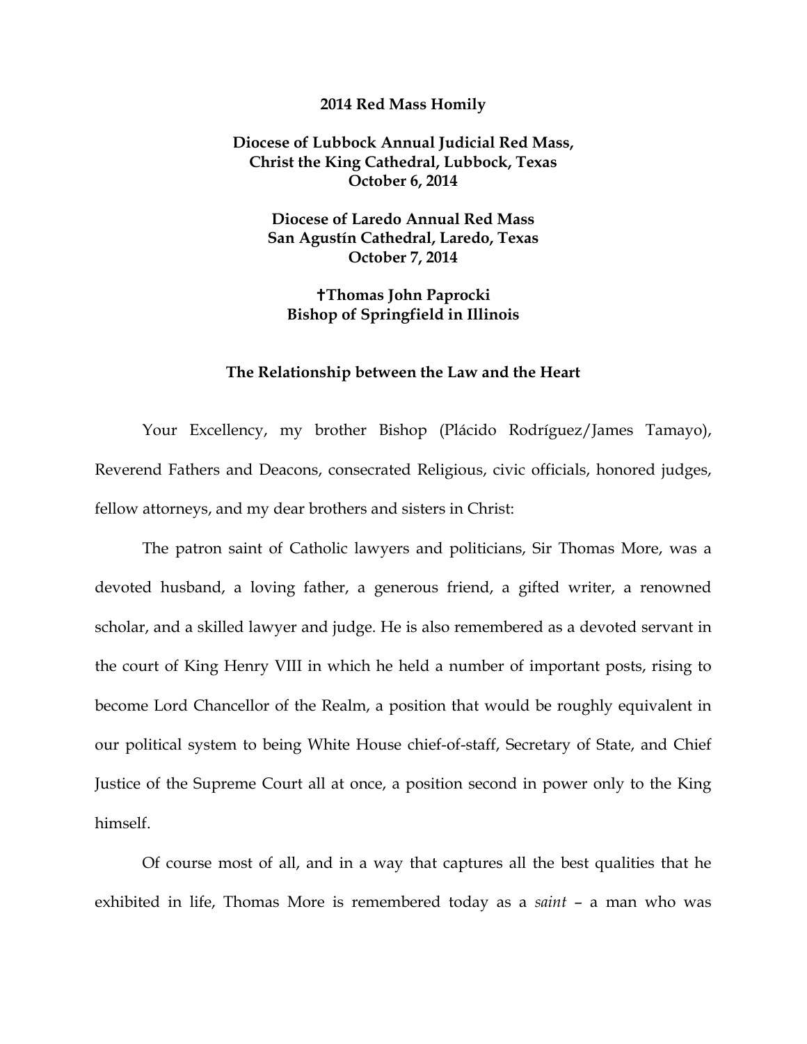**2014 Red Mass Homily**

**Diocese of Lubbock Annual Judicial Red Mass,**
**Christ the King Cathedral, Lubbock, Texas**
**October 6, 2014**

**Diocese of Laredo Annual Red Mass**
**San Agustín Cathedral, Laredo, Texas**
**October 7, 2014**

**†Thomas John Paprocki**
**Bishop of Springfield in Illinois**

## The Relationship between the Law and the Heart

Your Excellency, my brother Bishop (Plácido Rodríguez/James Tamayo), Reverend Fathers and Deacons, consecrated Religious, civic officials, honored judges, fellow attorneys, and my dear brothers and sisters in Christ:

The patron saint of Catholic lawyers and politicians, Sir Thomas More, was a devoted husband, a loving father, a generous friend, a gifted writer, a renowned scholar, and a skilled lawyer and judge. He is also remembered as a devoted servant in the court of King Henry VIII in which he held a number of important posts, rising to become Lord Chancellor of the Realm, a position that would be roughly equivalent in our political system to being White House chief-of-staff, Secretary of State, and Chief Justice of the Supreme Court all at once, a position second in power only to the King himself.

Of course most of all, and in a way that captures all the best qualities that he exhibited in life, Thomas More is remembered today as a *saint* – a man who was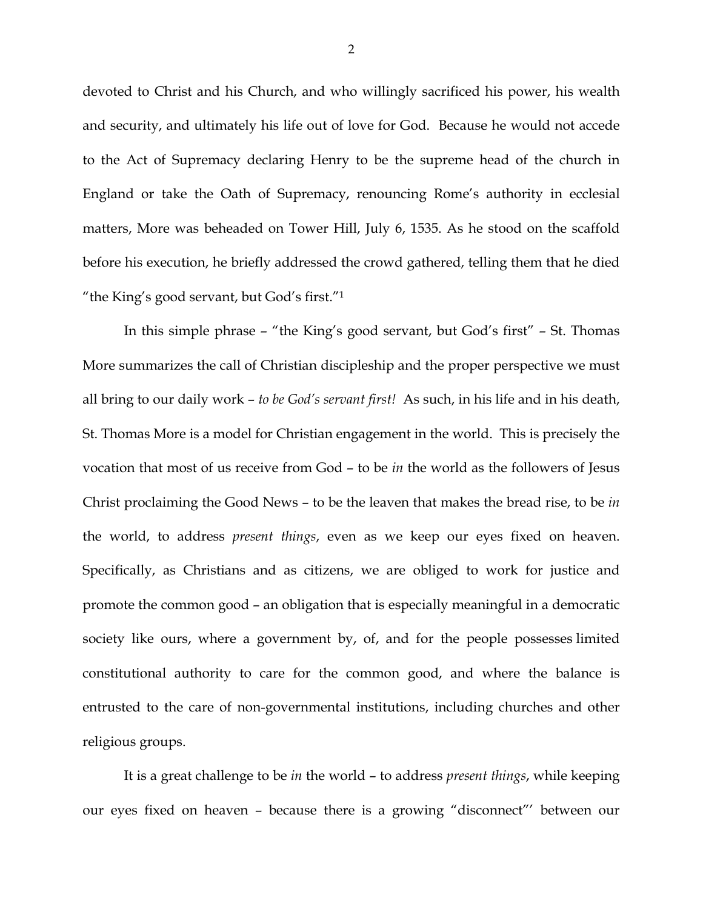devoted to Christ and his Church, and who willingly sacrificed his power, his wealth and security, and ultimately his life out of love for God. Because he would not accede to the Act of Supremacy declaring Henry to be the supreme head of the church in England or take the Oath of Supremacy, renouncing Rome's authority in ecclesial matters, More was beheaded on Tower Hill, July 6, 1535. As he stood on the scaffold before his execution, he briefly addressed the crowd gathered, telling them that he died "the King's good servant, but God's first."[1]

In this simple phrase – "the King's good servant, but God's first" – St. Thomas More summarizes the call of Christian discipleship and the proper perspective we must all bring to our daily work – *to be God's servant first!* As such, in his life and in his death, St. Thomas More is a model for Christian engagement in the world. This is precisely the vocation that most of us receive from God – to be *in* the world as the followers of Jesus Christ proclaiming the Good News – to be the leaven that makes the bread rise, to be *in* the world, to address *present things*, even as we keep our eyes fixed on heaven. Specifically, as Christians and as citizens, we are obliged to work for justice and promote the common good – an obligation that is especially meaningful in a democratic society like ours, where a government by, of, and for the people possesses limited constitutional authority to care for the common good, and where the balance is entrusted to the care of non-governmental institutions, including churches and other religious groups.

It is a great challenge to be *in* the world – to address *present things*, while keeping our eyes fixed on heaven – because there is a growing "disconnect"' between our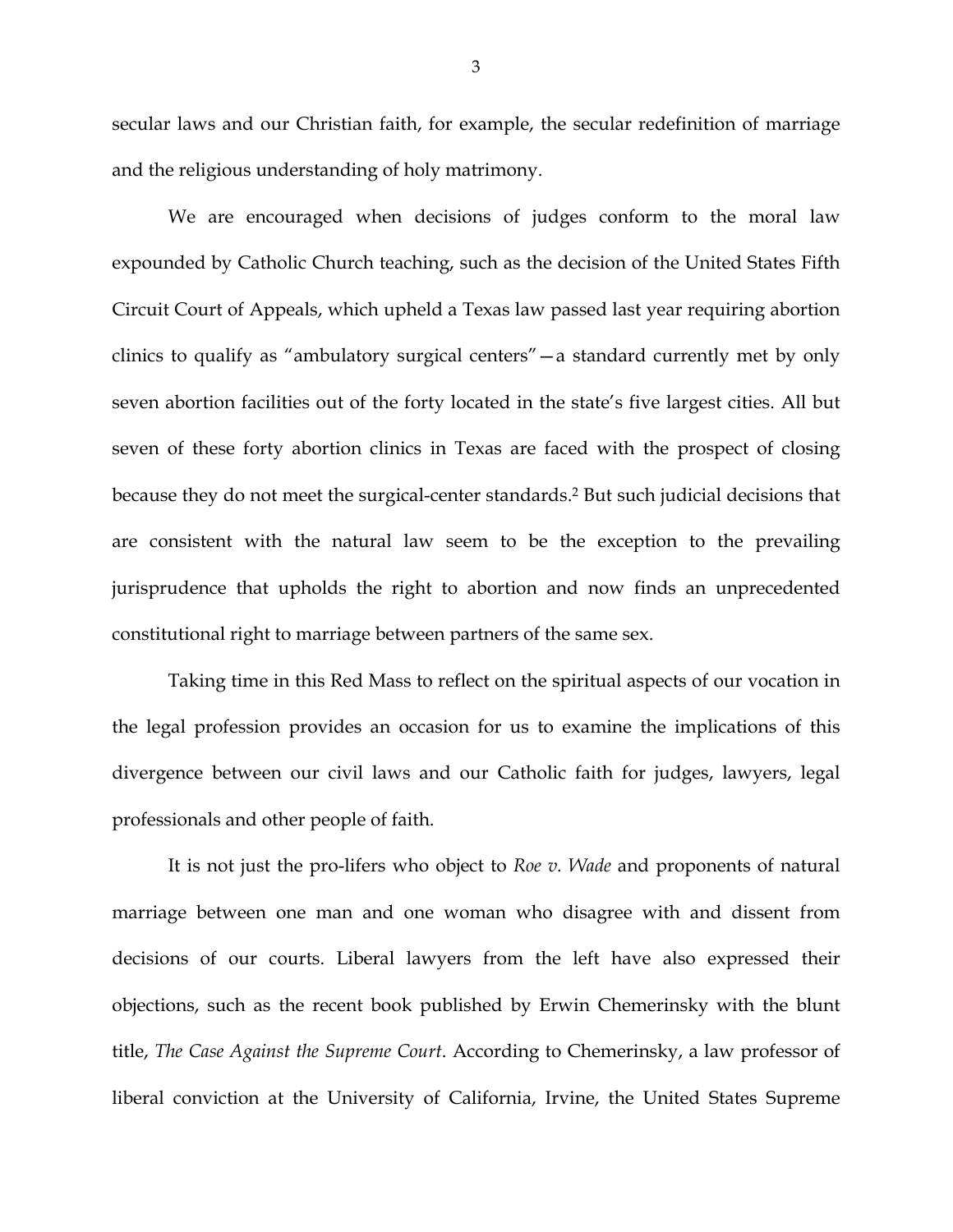secular laws and our Christian faith, for example, the secular redefinition of marriage and the religious understanding of holy matrimony.

We are encouraged when decisions of judges conform to the moral law expounded by Catholic Church teaching, such as the decision of the United States Fifth Circuit Court of Appeals, which upheld a Texas law passed last year requiring abortion clinics to qualify as "ambulatory surgical centers"—a standard currently met by only seven abortion facilities out of the forty located in the state's five largest cities. All but seven of these forty abortion clinics in Texas are faced with the prospect of closing because they do not meet the surgical-center standards.[2] But such judicial decisions that are consistent with the natural law seem to be the exception to the prevailing jurisprudence that upholds the right to abortion and now finds an unprecedented constitutional right to marriage between partners of the same sex.

Taking time in this Red Mass to reflect on the spiritual aspects of our vocation in the legal profession provides an occasion for us to examine the implications of this divergence between our civil laws and our Catholic faith for judges, lawyers, legal professionals and other people of faith.

It is not just the pro-lifers who object to *Roe v. Wade* and proponents of natural marriage between one man and one woman who disagree with and dissent from decisions of our courts. Liberal lawyers from the left have also expressed their objections, such as the recent book published by Erwin Chemerinsky with the blunt title, *The Case Against the Supreme Court*. According to Chemerinsky, a law professor of liberal conviction at the University of California, Irvine, the United States Supreme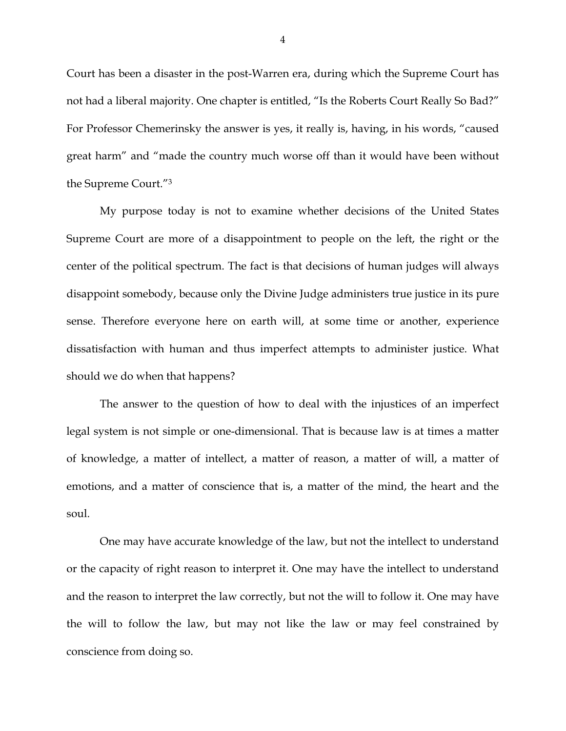Court has been a disaster in the post-Warren era, during which the Supreme Court has not had a liberal majority. One chapter is entitled, "Is the Roberts Court Really So Bad?" For Professor Chemerinsky the answer is yes, it really is, having, in his words, "caused great harm" and "made the country much worse off than it would have been without the Supreme Court."[3]

My purpose today is not to examine whether decisions of the United States Supreme Court are more of a disappointment to people on the left, the right or the center of the political spectrum. The fact is that decisions of human judges will always disappoint somebody, because only the Divine Judge administers true justice in its pure sense. Therefore everyone here on earth will, at some time or another, experience dissatisfaction with human and thus imperfect attempts to administer justice. What should we do when that happens?

The answer to the question of how to deal with the injustices of an imperfect legal system is not simple or one-dimensional. That is because law is at times a matter of knowledge, a matter of intellect, a matter of reason, a matter of will, a matter of emotions, and a matter of conscience that is, a matter of the mind, the heart and the soul.

One may have accurate knowledge of the law, but not the intellect to understand or the capacity of right reason to interpret it. One may have the intellect to understand and the reason to interpret the law correctly, but not the will to follow it. One may have the will to follow the law, but may not like the law or may feel constrained by conscience from doing so.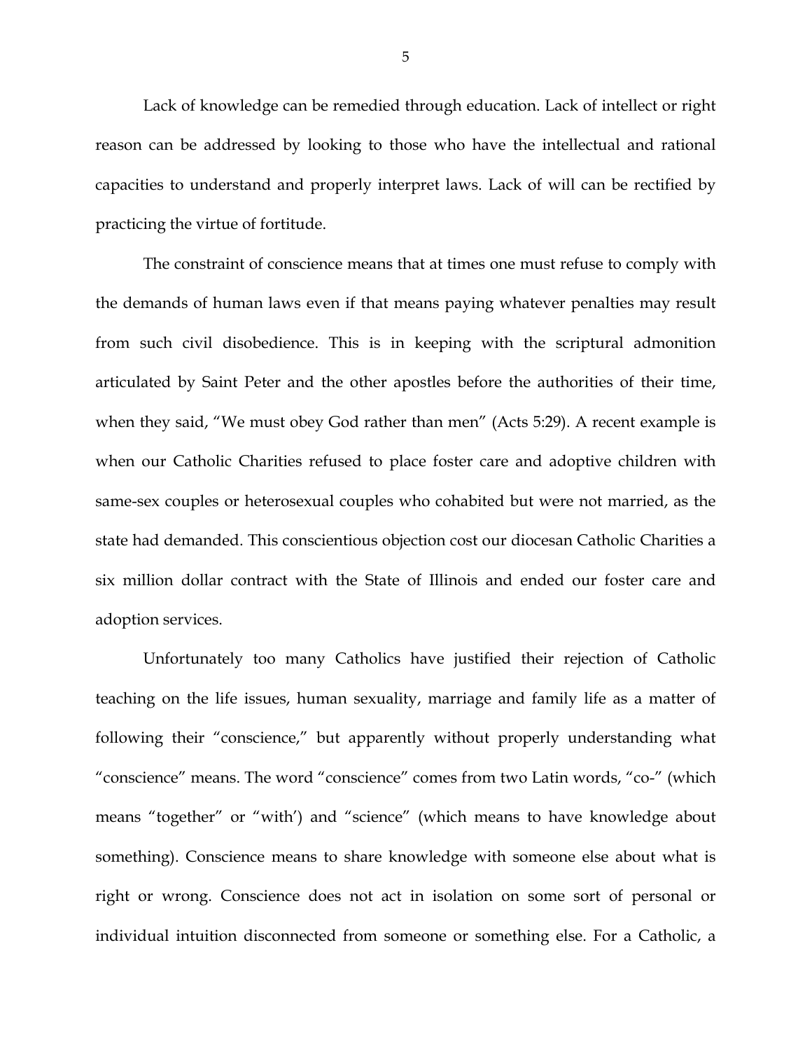Lack of knowledge can be remedied through education. Lack of intellect or right reason can be addressed by looking to those who have the intellectual and rational capacities to understand and properly interpret laws. Lack of will can be rectified by practicing the virtue of fortitude.

The constraint of conscience means that at times one must refuse to comply with the demands of human laws even if that means paying whatever penalties may result from such civil disobedience. This is in keeping with the scriptural admonition articulated by Saint Peter and the other apostles before the authorities of their time, when they said, "We must obey God rather than men" (Acts 5:29). A recent example is when our Catholic Charities refused to place foster care and adoptive children with same-sex couples or heterosexual couples who cohabited but were not married, as the state had demanded. This conscientious objection cost our diocesan Catholic Charities a six million dollar contract with the State of Illinois and ended our foster care and adoption services.

Unfortunately too many Catholics have justified their rejection of Catholic teaching on the life issues, human sexuality, marriage and family life as a matter of following their "conscience," but apparently without properly understanding what "conscience" means. The word "conscience" comes from two Latin words, "co-" (which means "together" or "with') and "science" (which means to have knowledge about something). Conscience means to share knowledge with someone else about what is right or wrong. Conscience does not act in isolation on some sort of personal or individual intuition disconnected from someone or something else. For a Catholic, a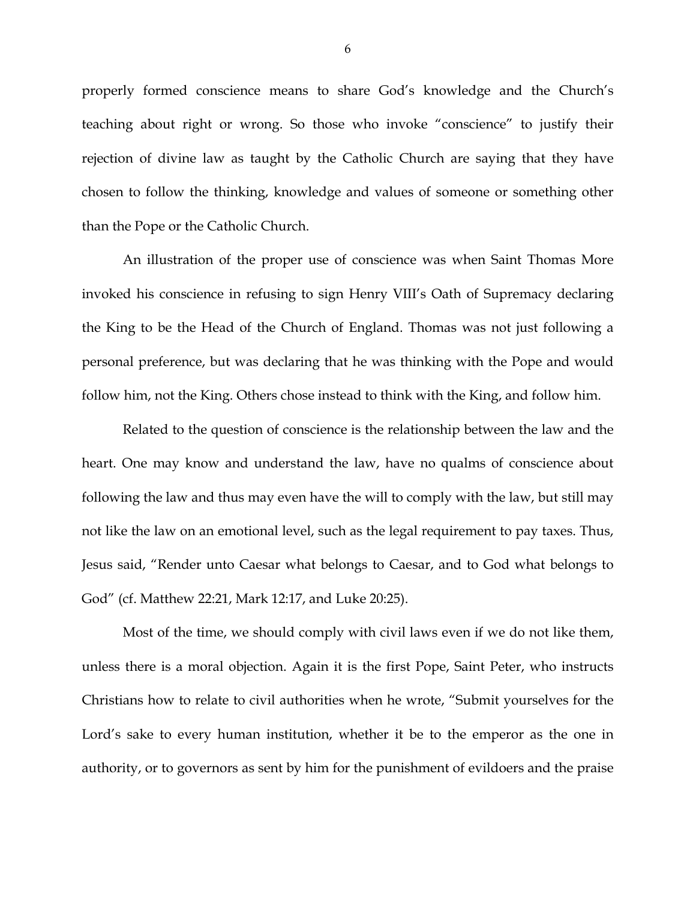properly formed conscience means to share God's knowledge and the Church's teaching about right or wrong. So those who invoke "conscience" to justify their rejection of divine law as taught by the Catholic Church are saying that they have chosen to follow the thinking, knowledge and values of someone or something other than the Pope or the Catholic Church.

An illustration of the proper use of conscience was when Saint Thomas More invoked his conscience in refusing to sign Henry VIII's Oath of Supremacy declaring the King to be the Head of the Church of England. Thomas was not just following a personal preference, but was declaring that he was thinking with the Pope and would follow him, not the King. Others chose instead to think with the King, and follow him.

Related to the question of conscience is the relationship between the law and the heart. One may know and understand the law, have no qualms of conscience about following the law and thus may even have the will to comply with the law, but still may not like the law on an emotional level, such as the legal requirement to pay taxes. Thus, Jesus said, "Render unto Caesar what belongs to Caesar, and to God what belongs to God" (cf. Matthew 22:21, Mark 12:17, and Luke 20:25).

Most of the time, we should comply with civil laws even if we do not like them, unless there is a moral objection. Again it is the first Pope, Saint Peter, who instructs Christians how to relate to civil authorities when he wrote, "Submit yourselves for the Lord's sake to every human institution, whether it be to the emperor as the one in authority, or to governors as sent by him for the punishment of evildoers and the praise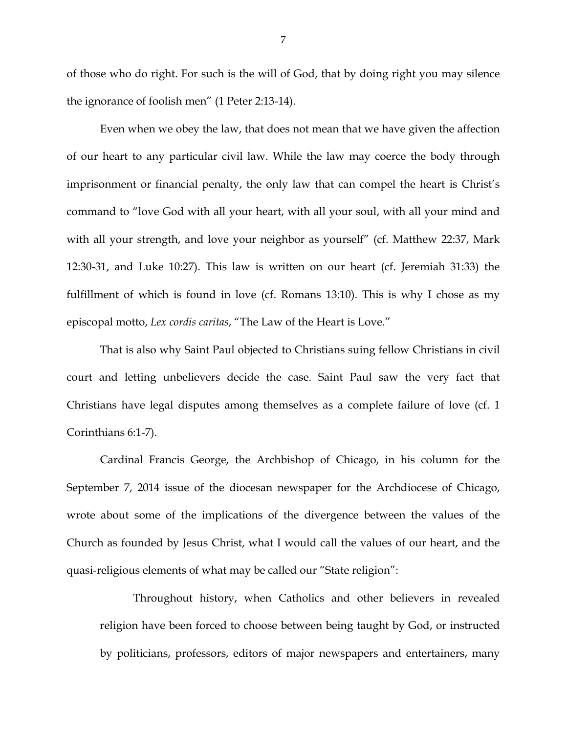of those who do right. For such is the will of God, that by doing right you may silence the ignorance of foolish men" (1 Peter 2:13-14).

Even when we obey the law, that does not mean that we have given the affection of our heart to any particular civil law. While the law may coerce the body through imprisonment or financial penalty, the only law that can compel the heart is Christ's command to "love God with all your heart, with all your soul, with all your mind and with all your strength, and love your neighbor as yourself" (cf. Matthew 22:37, Mark 12:30-31, and Luke 10:27). This law is written on our heart (cf. Jeremiah 31:33) the fulfillment of which is found in love (cf. Romans 13:10). This is why I chose as my episcopal motto, *Lex cordis caritas*, "The Law of the Heart is Love."

That is also why Saint Paul objected to Christians suing fellow Christians in civil court and letting unbelievers decide the case. Saint Paul saw the very fact that Christians have legal disputes among themselves as a complete failure of love (cf. 1 Corinthians 6:1-7).

Cardinal Francis George, the Archbishop of Chicago, in his column for the September 7, 2014 issue of the diocesan newspaper for the Archdiocese of Chicago, wrote about some of the implications of the divergence between the values of the Church as founded by Jesus Christ, what I would call the values of our heart, and the quasi-religious elements of what may be called our "State religion":

> Throughout history, when Catholics and other believers in revealed religion have been forced to choose between being taught by God, or instructed by politicians, professors, editors of major newspapers and entertainers, many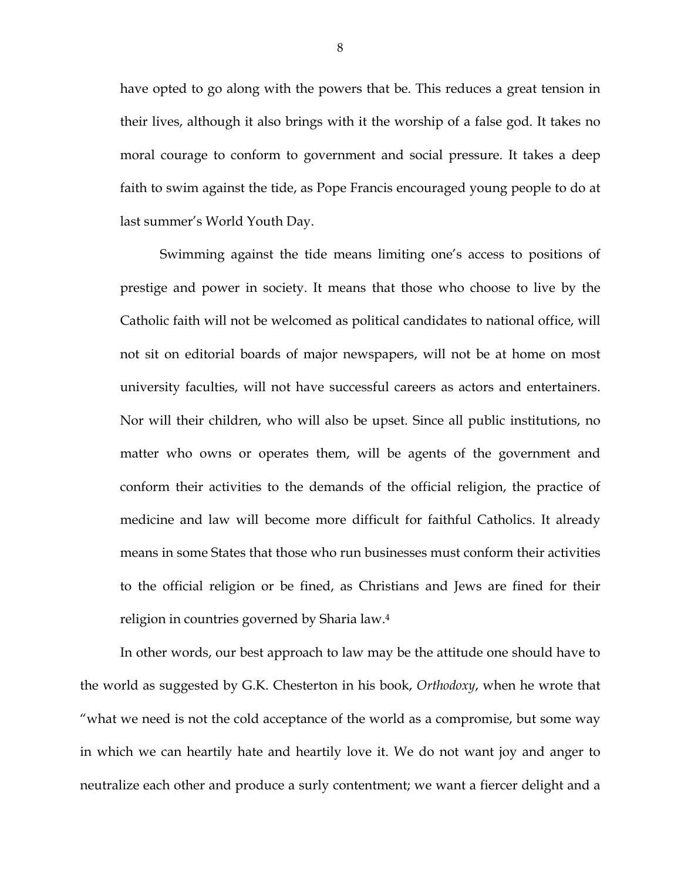have opted to go along with the powers that be. This reduces a great tension in their lives, although it also brings with it the worship of a false god. It takes no moral courage to conform to government and social pressure. It takes a deep faith to swim against the tide, as Pope Francis encouraged young people to do at last summer's World Youth Day.

Swimming against the tide means limiting one's access to positions of prestige and power in society. It means that those who choose to live by the Catholic faith will not be welcomed as political candidates to national office, will not sit on editorial boards of major newspapers, will not be at home on most university faculties, will not have successful careers as actors and entertainers. Nor will their children, who will also be upset. Since all public institutions, no matter who owns or operates them, will be agents of the government and conform their activities to the demands of the official religion, the practice of medicine and law will become more difficult for faithful Catholics. It already means in some States that those who run businesses must conform their activities to the official religion or be fined, as Christians and Jews are fined for their religion in countries governed by Sharia law.[4]

In other words, our best approach to law may be the attitude one should have to the world as suggested by G.K. Chesterton in his book, *Orthodoxy*, when he wrote that "what we need is not the cold acceptance of the world as a compromise, but some way in which we can heartily hate and heartily love it. We do not want joy and anger to neutralize each other and produce a surly contentment; we want a fiercer delight and a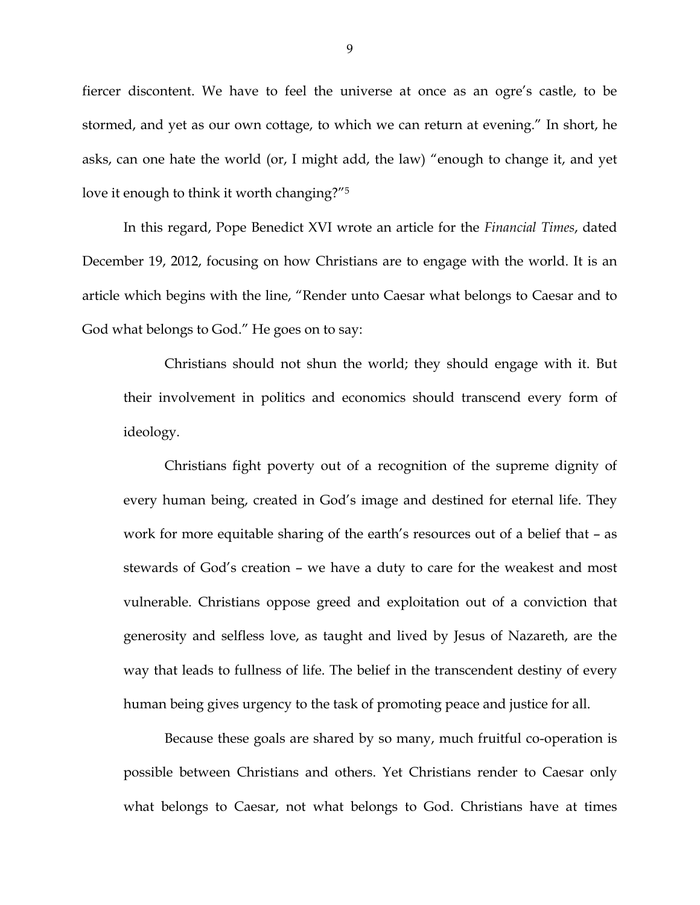fiercer discontent. We have to feel the universe at once as an ogre's castle, to be stormed, and yet as our own cottage, to which we can return at evening." In short, he asks, can one hate the world (or, I might add, the law) "enough to change it, and yet love it enough to think it worth changing?"[5]

In this regard, Pope Benedict XVI wrote an article for the *Financial Times*, dated December 19, 2012, focusing on how Christians are to engage with the world. It is an article which begins with the line, "Render unto Caesar what belongs to Caesar and to God what belongs to God." He goes on to say:

> Christians should not shun the world; they should engage with it. But their involvement in politics and economics should transcend every form of ideology.
>
> Christians fight poverty out of a recognition of the supreme dignity of every human being, created in God's image and destined for eternal life. They work for more equitable sharing of the earth's resources out of a belief that – as stewards of God's creation – we have a duty to care for the weakest and most vulnerable. Christians oppose greed and exploitation out of a conviction that generosity and selfless love, as taught and lived by Jesus of Nazareth, are the way that leads to fullness of life. The belief in the transcendent destiny of every human being gives urgency to the task of promoting peace and justice for all.
>
> Because these goals are shared by so many, much fruitful co-operation is possible between Christians and others. Yet Christians render to Caesar only what belongs to Caesar, not what belongs to God. Christians have at times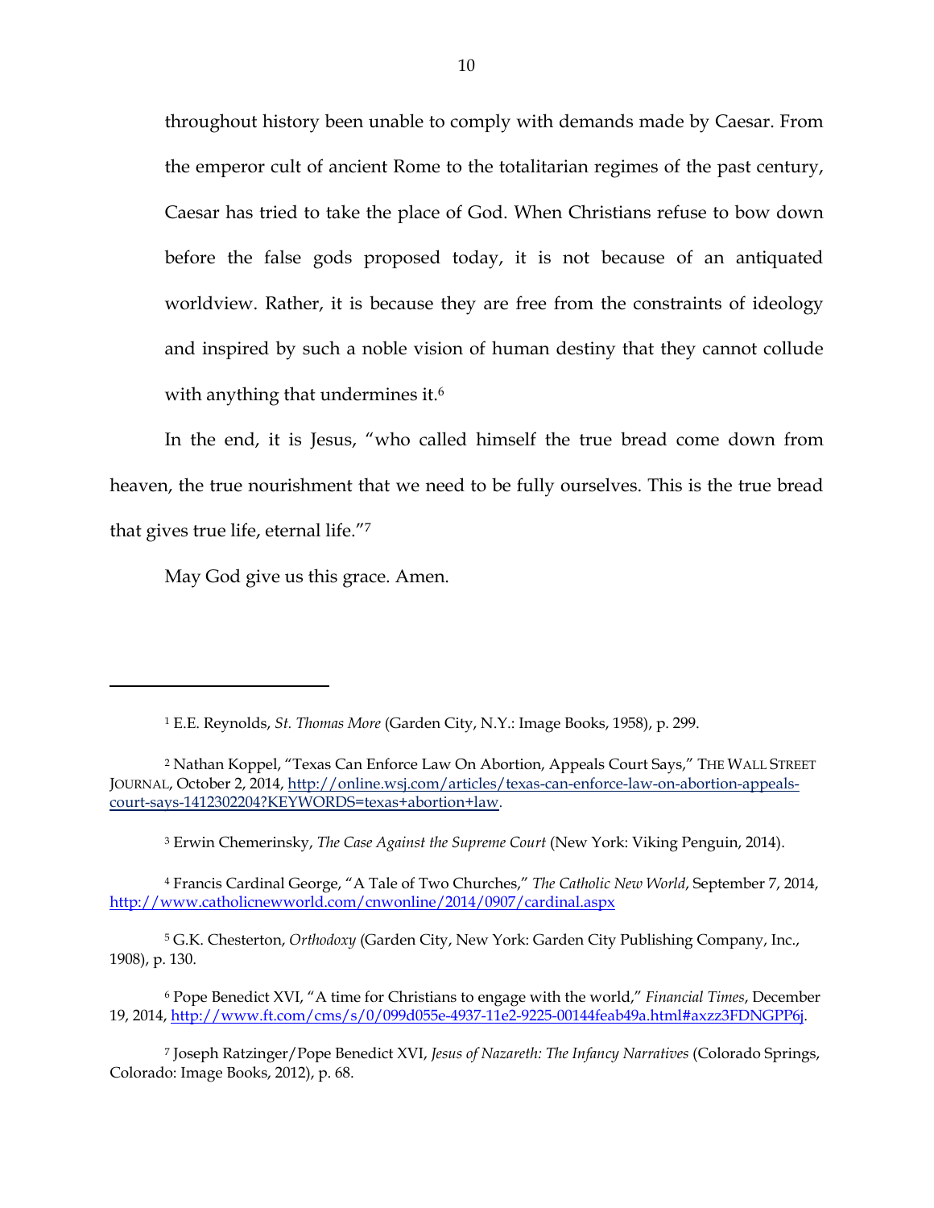throughout history been unable to comply with demands made by Caesar. From the emperor cult of ancient Rome to the totalitarian regimes of the past century, Caesar has tried to take the place of God. When Christians refuse to bow down before the false gods proposed today, it is not because of an antiquated worldview. Rather, it is because they are free from the constraints of ideology and inspired by such a noble vision of human destiny that they cannot collude with anything that undermines it.[6]

In the end, it is Jesus, "who called himself the true bread come down from heaven, the true nourishment that we need to be fully ourselves. This is the true bread that gives true life, eternal life."[7]

May God give us this grace. Amen.

---

[1] E.E. Reynolds, *St. Thomas More* (Garden City, N.Y.: Image Books, 1958), p. 299.

[2] Nathan Koppel, "Texas Can Enforce Law On Abortion, Appeals Court Says," THE WALL STREET JOURNAL, October 2, 2014, http://online.wsj.com/articles/texas-can-enforce-law-on-abortion-appeals-court-says-1412302204?KEYWORDS=texas+abortion+law.

[3] Erwin Chemerinsky, *The Case Against the Supreme Court* (New York: Viking Penguin, 2014).

[4] Francis Cardinal George, "A Tale of Two Churches," *The Catholic New World*, September 7, 2014, http://www.catholicnewworld.com/cnwonline/2014/0907/cardinal.aspx

[5] G.K. Chesterton, *Orthodoxy* (Garden City, New York: Garden City Publishing Company, Inc., 1908), p. 130.

[6] Pope Benedict XVI, "A time for Christians to engage with the world," *Financial Times*, December 19, 2014, http://www.ft.com/cms/s/0/099d055e-4937-11e2-9225-00144feab49a.html#axzz3FDNGPP6j.

[7] Joseph Ratzinger/Pope Benedict XVI, *Jesus of Nazareth: The Infancy Narratives* (Colorado Springs, Colorado: Image Books, 2012), p. 68.